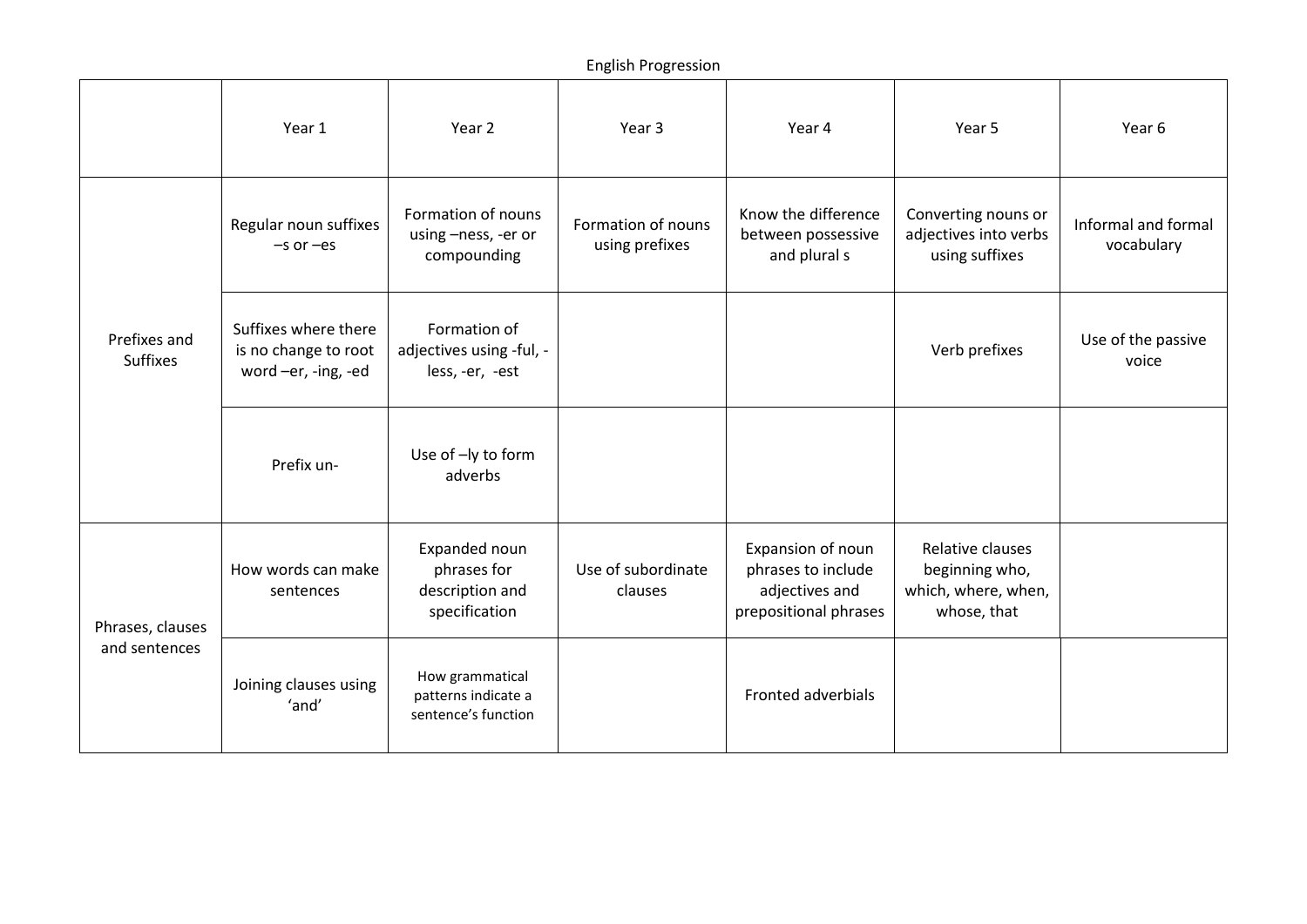English Progression

| | Year 1 | Year 2 | Year 3 | Year 4 | Year 5 | Year 6 |
|---|---|---|---|---|---|---|
| Prefixes and Suffixes | Regular noun suffixes –s or –es | Formation of nouns using –ness, -er or compounding | Formation of nouns using prefixes | Know the difference between possessive and plural s | Converting nouns or adjectives into verbs using suffixes | Informal and formal vocabulary |
| | Suffixes where there is no change to root word –er, -ing, -ed | Formation of adjectives using -ful, -less, -er, -est | | | Verb prefixes | Use of the passive voice |
| | Prefix un- | Use of –ly to form adverbs | | | | |
| Phrases, clauses and sentences | How words can make sentences | Expanded noun phrases for description and specification | Use of subordinate clauses | Expansion of noun phrases to include adjectives and prepositional phrases | Relative clauses beginning who, which, where, when, whose, that | |
| | Joining clauses using 'and' | How grammatical patterns indicate a sentence's function | | Fronted adverbials | | |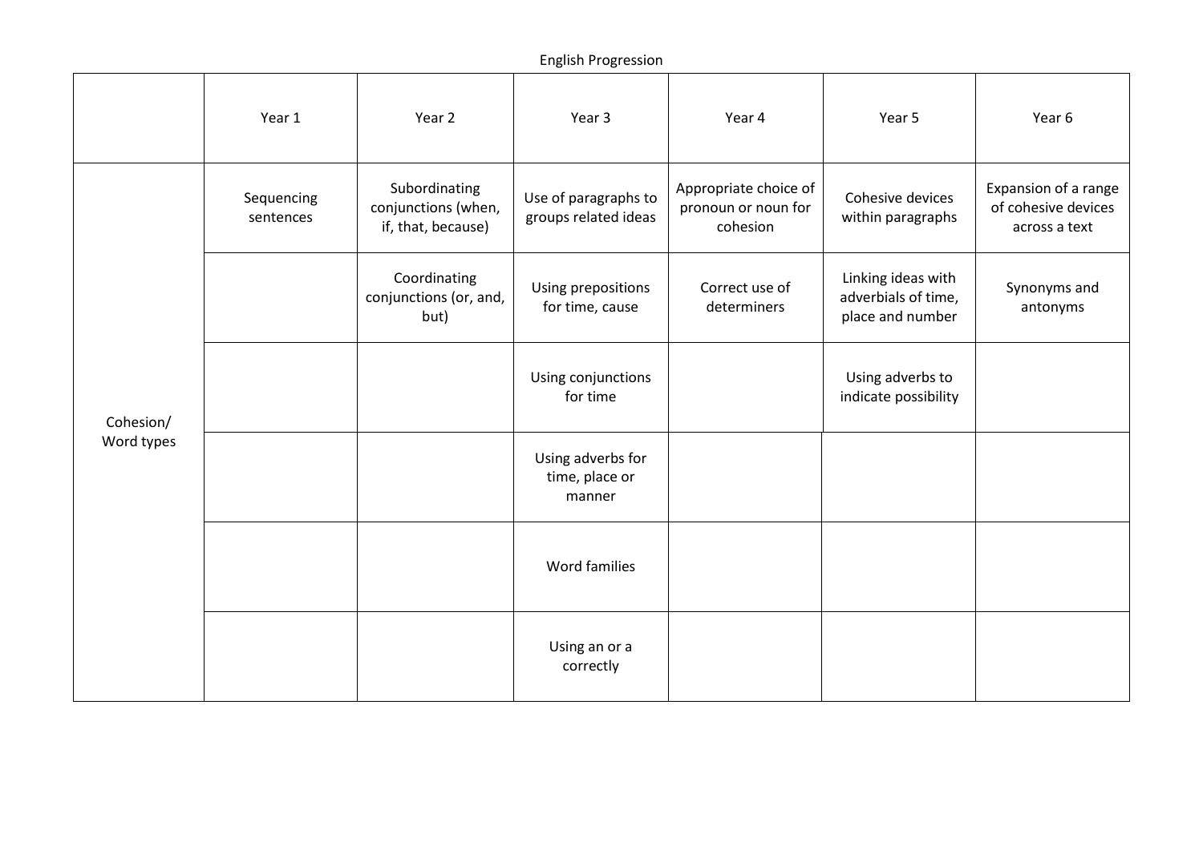English Progression

| | Year 1 | Year 2 | Year 3 | Year 4 | Year 5 | Year 6 |
|---|---|---|---|---|---|---|
| Cohesion/ Word types | Sequencing sentences | Subordinating conjunctions (when, if, that, because) | Use of paragraphs to groups related ideas | Appropriate choice of pronoun or noun for cohesion | Cohesive devices within paragraphs | Expansion of a range of cohesive devices across a text |
| | | Coordinating conjunctions (or, and, but) | Using prepositions for time, cause | Correct use of determiners | Linking ideas with adverbials of time, place and number | Synonyms and antonyms |
| | | | Using conjunctions for time | | Using adverbs to indicate possibility | |
| | | | Using adverbs for time, place or manner | | | |
| | | | Word families | | | |
| | | | Using an or a correctly | | | |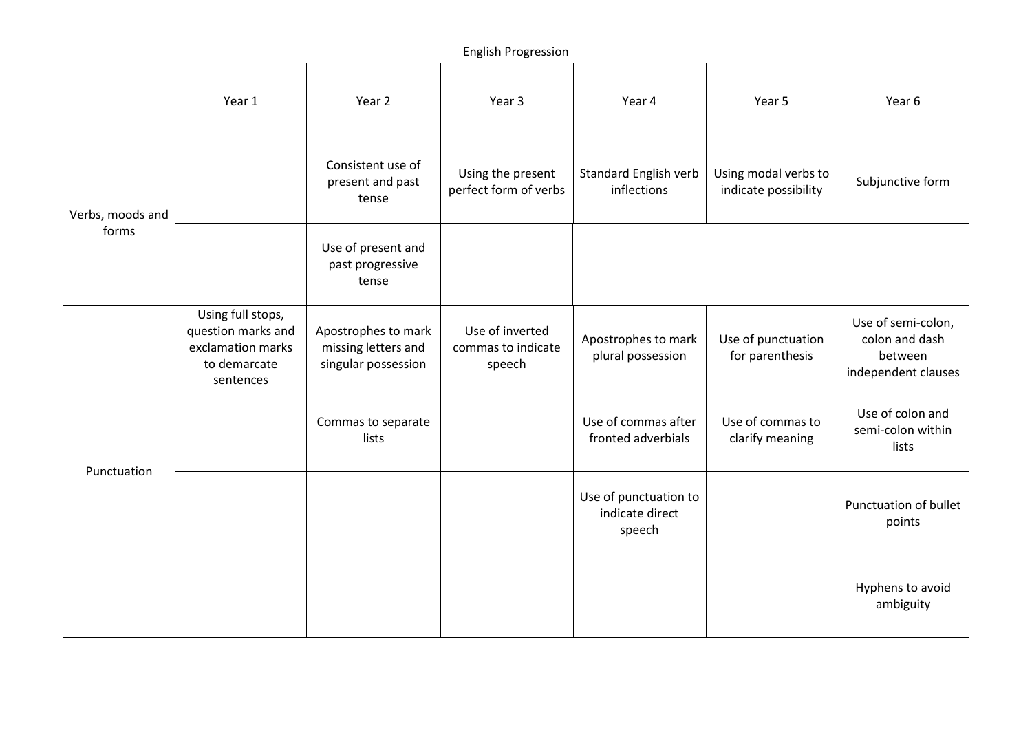English Progression

| | Year 1 | Year 2 | Year 3 | Year 4 | Year 5 | Year 6 |
|---|---|---|---|---|---|---|
| Verbs, moods and forms | | Consistent use of present and past tense | Using the present perfect form of verbs | Standard English verb inflections | Using modal verbs to indicate possibility | Subjunctive form |
| | | Use of present and past progressive tense | | | | |
| Punctuation | Using full stops, question marks and exclamation marks to demarcate sentences | Apostrophes to mark missing letters and singular possession | Use of inverted commas to indicate speech | Apostrophes to mark plural possession | Use of punctuation for parenthesis | Use of semi-colon, colon and dash between independent clauses |
| | | Commas to separate lists | | Use of commas after fronted adverbials | Use of commas to clarify meaning | Use of colon and semi-colon within lists |
| | | | | Use of punctuation to indicate direct speech | | Punctuation of bullet points |
| | | | | | | Hyphens to avoid ambiguity |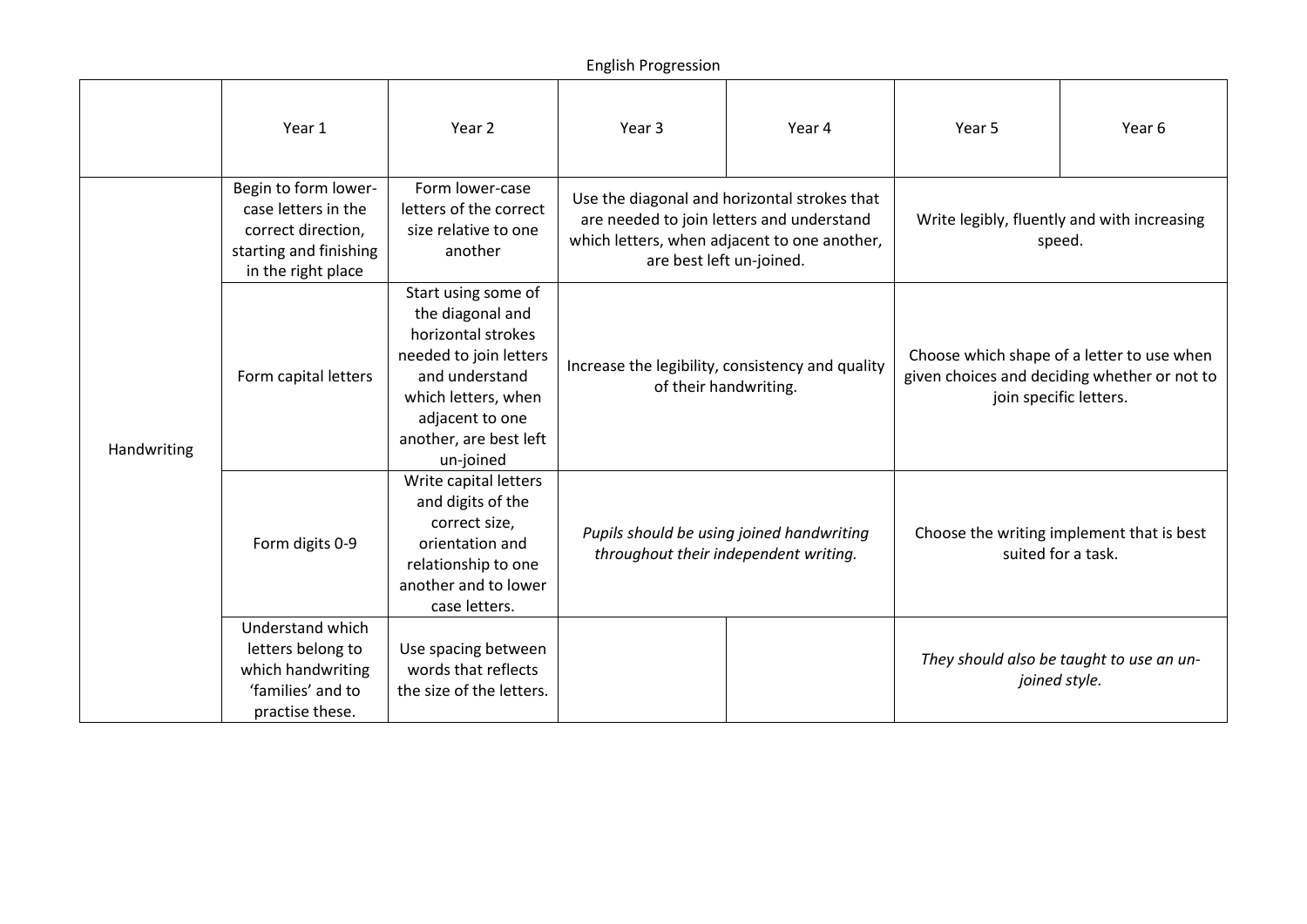English Progression

| | Year 1 | Year 2 | Year 3 | Year 4 | Year 5 | Year 6 |
|---|---|---|---|---|---|---|
| Handwriting | Begin to form lower-case letters in the correct direction, starting and finishing in the right place | Form lower-case letters of the correct size relative to one another | Use the diagonal and horizontal strokes that are needed to join letters and understand which letters, when adjacent to one another, are best left un-joined. | | Write legibly, fluently and with increasing speed. | |
| | Form capital letters | Start using some of the diagonal and horizontal strokes needed to join letters and understand which letters, when adjacent to one another, are best left un-joined | Increase the legibility, consistency and quality of their handwriting. | | Choose which shape of a letter to use when given choices and deciding whether or not to join specific letters. | |
| | Form digits 0-9 | Write capital letters and digits of the correct size, orientation and relationship to one another and to lower case letters. | *Pupils should be using joined handwriting throughout their independent writing.* | | Choose the writing implement that is best suited for a task. | |
| | Understand which letters belong to which handwriting 'families' and to practise these. | Use spacing between words that reflects the size of the letters. | | | *They should also be taught to use an un-joined style.* | |